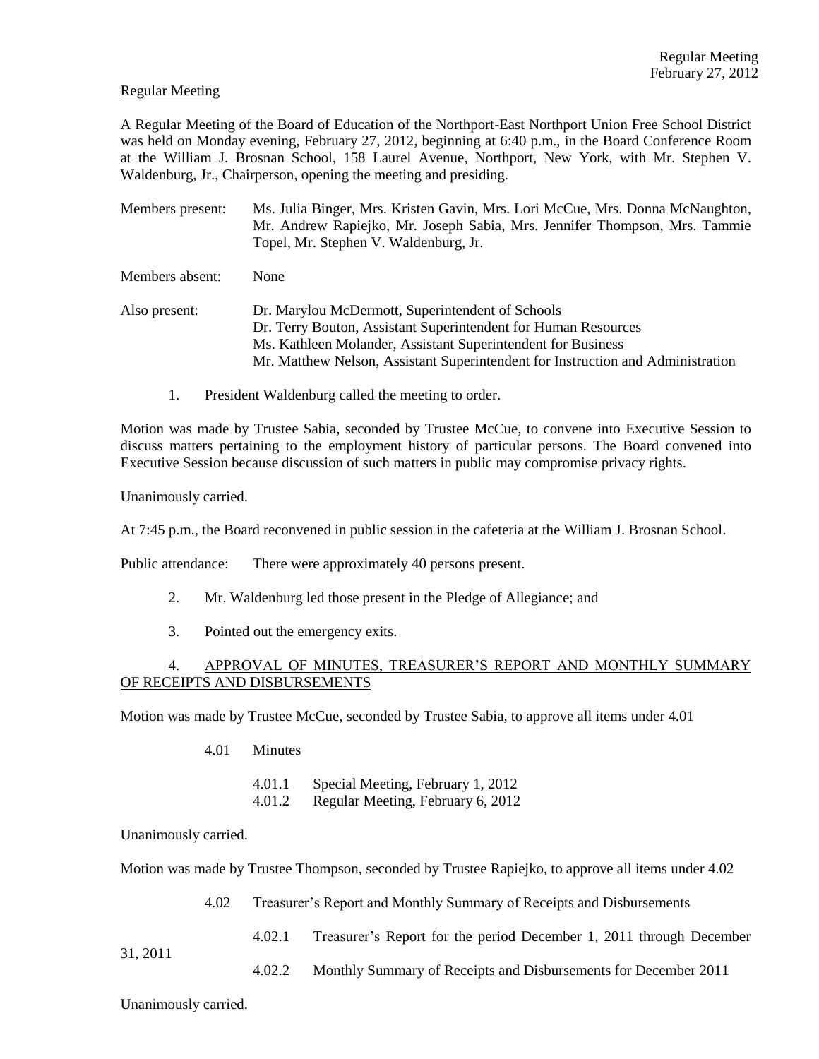Regular Meeting

A Regular Meeting of the Board of Education of the Northport-East Northport Union Free School District was held on Monday evening, February 27, 2012, beginning at 6:40 p.m., in the Board Conference Room at the William J. Brosnan School, 158 Laurel Avenue, Northport, New York, with Mr. Stephen V. Waldenburg, Jr., Chairperson, opening the meeting and presiding.

Members present: Ms. Julia Binger, Mrs. Kristen Gavin, Mrs. Lori McCue, Mrs. Donna McNaughton, Mr. Andrew Rapiejko, Mr. Joseph Sabia, Mrs. Jennifer Thompson, Mrs. Tammie Topel, Mr. Stephen V. Waldenburg, Jr.

Members absent: None

Also present: Dr. Marylou McDermott, Superintendent of Schools
Dr. Terry Bouton, Assistant Superintendent for Human Resources
Ms. Kathleen Molander, Assistant Superintendent for Business
Mr. Matthew Nelson, Assistant Superintendent for Instruction and Administration

1. President Waldenburg called the meeting to order.

Motion was made by Trustee Sabia, seconded by Trustee McCue, to convene into Executive Session to discuss matters pertaining to the employment history of particular persons. The Board convened into Executive Session because discussion of such matters in public may compromise privacy rights.

Unanimously carried.

At 7:45 p.m., the Board reconvened in public session in the cafeteria at the William J. Brosnan School.

Public attendance: There were approximately 40 persons present.

2. Mr. Waldenburg led those present in the Pledge of Allegiance; and

3. Pointed out the emergency exits.

4. APPROVAL OF MINUTES, TREASURER'S REPORT AND MONTHLY SUMMARY OF RECEIPTS AND DISBURSEMENTS

Motion was made by Trustee McCue, seconded by Trustee Sabia, to approve all items under 4.01

4.01 Minutes

4.01.1 Special Meeting, February 1, 2012
4.01.2 Regular Meeting, February 6, 2012

Unanimously carried.

Motion was made by Trustee Thompson, seconded by Trustee Rapiejko, to approve all items under 4.02

4.02 Treasurer's Report and Monthly Summary of Receipts and Disbursements

4.02.1 Treasurer's Report for the period December 1, 2011 through December 31, 2011
4.02.2 Monthly Summary of Receipts and Disbursements for December 2011

Unanimously carried.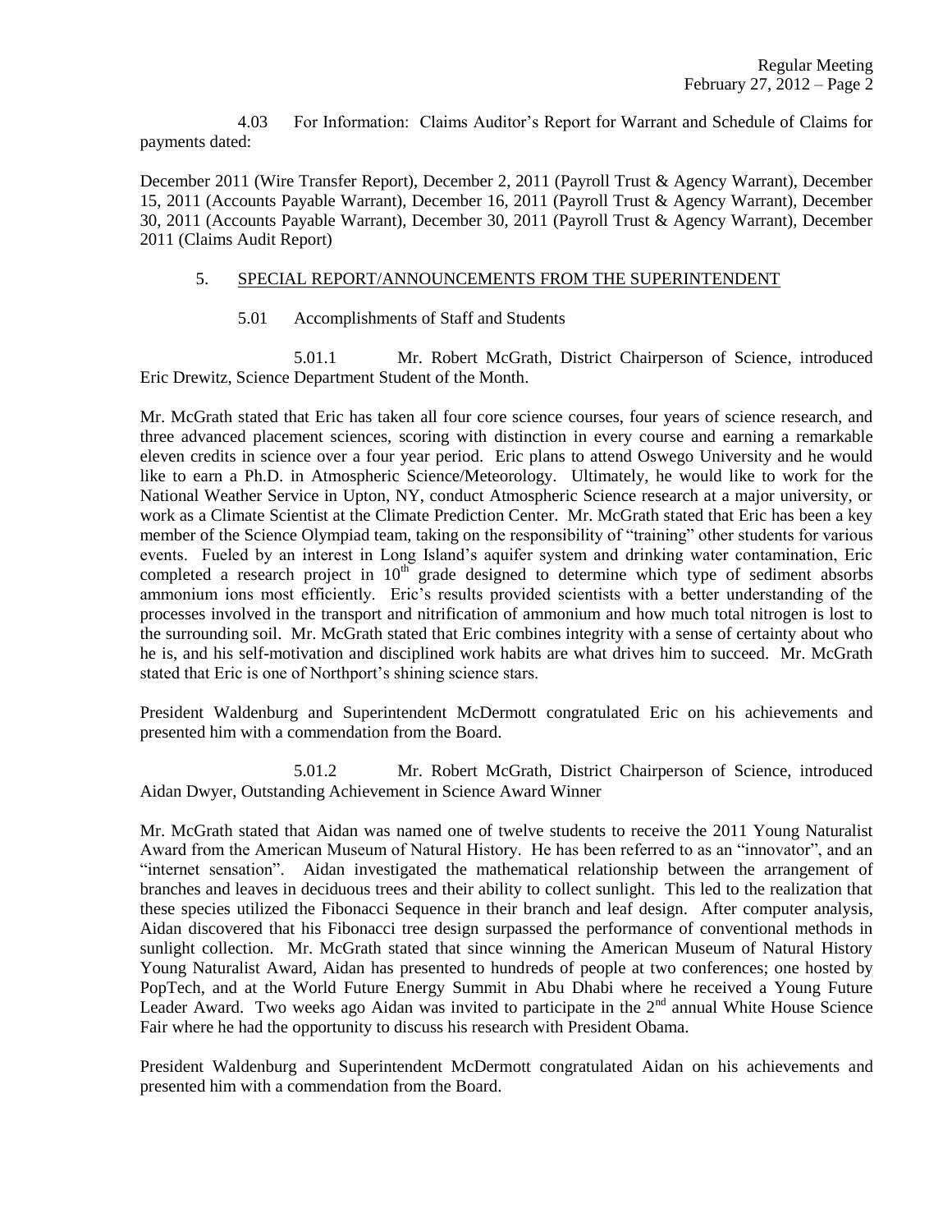4.03 For Information: Claims Auditor's Report for Warrant and Schedule of Claims for payments dated:

December 2011 (Wire Transfer Report), December 2, 2011 (Payroll Trust & Agency Warrant), December 15, 2011 (Accounts Payable Warrant), December 16, 2011 (Payroll Trust & Agency Warrant), December 30, 2011 (Accounts Payable Warrant), December 30, 2011 (Payroll Trust & Agency Warrant), December 2011 (Claims Audit Report)

5. SPECIAL REPORT/ANNOUNCEMENTS FROM THE SUPERINTENDENT

5.01 Accomplishments of Staff and Students

5.01.1 Mr. Robert McGrath, District Chairperson of Science, introduced Eric Drewitz, Science Department Student of the Month.

Mr. McGrath stated that Eric has taken all four core science courses, four years of science research, and three advanced placement sciences, scoring with distinction in every course and earning a remarkable eleven credits in science over a four year period. Eric plans to attend Oswego University and he would like to earn a Ph.D. in Atmospheric Science/Meteorology. Ultimately, he would like to work for the National Weather Service in Upton, NY, conduct Atmospheric Science research at a major university, or work as a Climate Scientist at the Climate Prediction Center. Mr. McGrath stated that Eric has been a key member of the Science Olympiad team, taking on the responsibility of "training" other students for various events. Fueled by an interest in Long Island's aquifer system and drinking water contamination, Eric completed a research project in 10th grade designed to determine which type of sediment absorbs ammonium ions most efficiently. Eric's results provided scientists with a better understanding of the processes involved in the transport and nitrification of ammonium and how much total nitrogen is lost to the surrounding soil. Mr. McGrath stated that Eric combines integrity with a sense of certainty about who he is, and his self-motivation and disciplined work habits are what drives him to succeed. Mr. McGrath stated that Eric is one of Northport's shining science stars.

President Waldenburg and Superintendent McDermott congratulated Eric on his achievements and presented him with a commendation from the Board.

5.01.2 Mr. Robert McGrath, District Chairperson of Science, introduced Aidan Dwyer, Outstanding Achievement in Science Award Winner

Mr. McGrath stated that Aidan was named one of twelve students to receive the 2011 Young Naturalist Award from the American Museum of Natural History. He has been referred to as an "innovator", and an "internet sensation". Aidan investigated the mathematical relationship between the arrangement of branches and leaves in deciduous trees and their ability to collect sunlight. This led to the realization that these species utilized the Fibonacci Sequence in their branch and leaf design. After computer analysis, Aidan discovered that his Fibonacci tree design surpassed the performance of conventional methods in sunlight collection. Mr. McGrath stated that since winning the American Museum of Natural History Young Naturalist Award, Aidan has presented to hundreds of people at two conferences; one hosted by PopTech, and at the World Future Energy Summit in Abu Dhabi where he received a Young Future Leader Award. Two weeks ago Aidan was invited to participate in the 2nd annual White House Science Fair where he had the opportunity to discuss his research with President Obama.

President Waldenburg and Superintendent McDermott congratulated Aidan on his achievements and presented him with a commendation from the Board.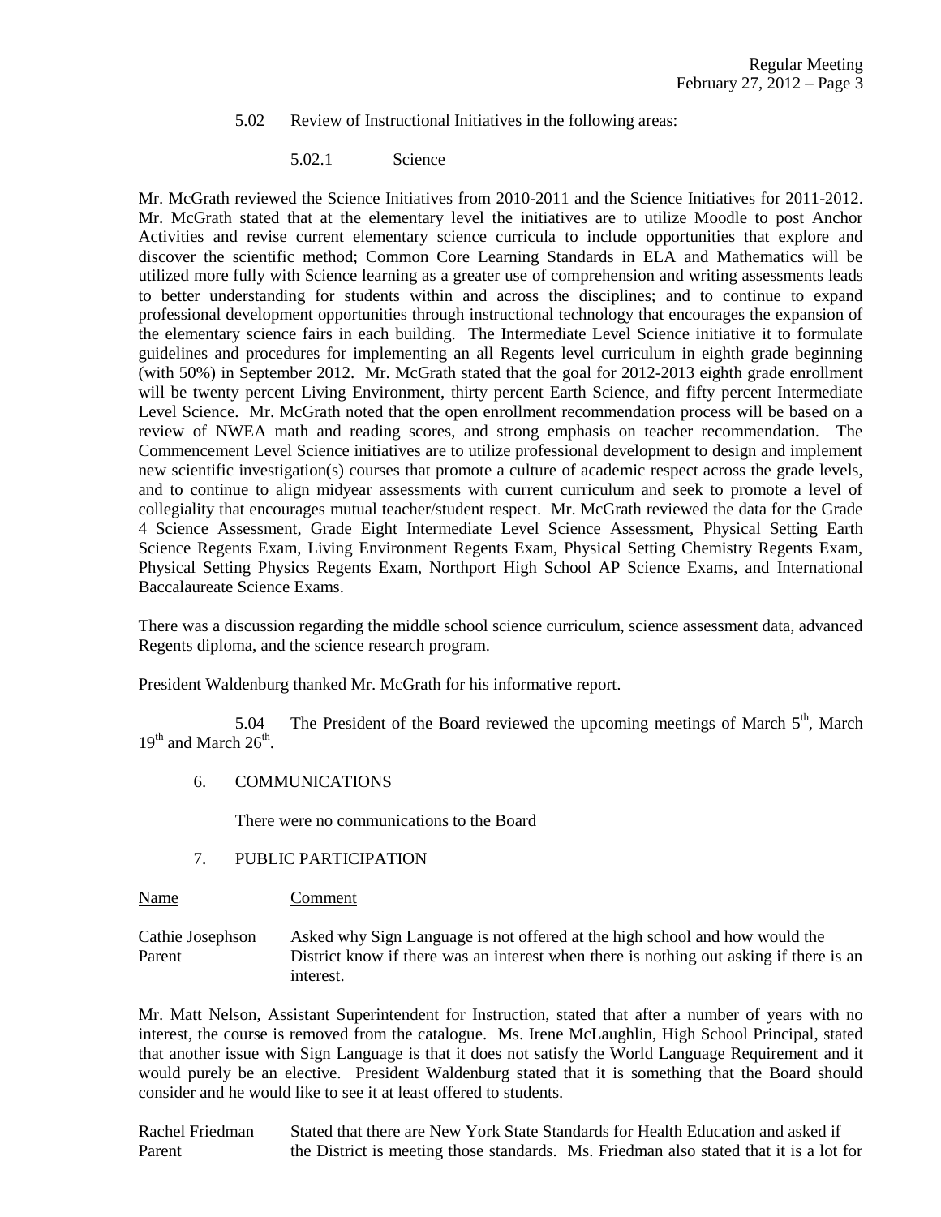5.02 Review of Instructional Initiatives in the following areas:

5.02.1 Science

Mr. McGrath reviewed the Science Initiatives from 2010-2011 and the Science Initiatives for 2011-2012. Mr. McGrath stated that at the elementary level the initiatives are to utilize Moodle to post Anchor Activities and revise current elementary science curricula to include opportunities that explore and discover the scientific method; Common Core Learning Standards in ELA and Mathematics will be utilized more fully with Science learning as a greater use of comprehension and writing assessments leads to better understanding for students within and across the disciplines; and to continue to expand professional development opportunities through instructional technology that encourages the expansion of the elementary science fairs in each building. The Intermediate Level Science initiative it to formulate guidelines and procedures for implementing an all Regents level curriculum in eighth grade beginning (with 50%) in September 2012. Mr. McGrath stated that the goal for 2012-2013 eighth grade enrollment will be twenty percent Living Environment, thirty percent Earth Science, and fifty percent Intermediate Level Science. Mr. McGrath noted that the open enrollment recommendation process will be based on a review of NWEA math and reading scores, and strong emphasis on teacher recommendation. The Commencement Level Science initiatives are to utilize professional development to design and implement new scientific investigation(s) courses that promote a culture of academic respect across the grade levels, and to continue to align midyear assessments with current curriculum and seek to promote a level of collegiality that encourages mutual teacher/student respect. Mr. McGrath reviewed the data for the Grade 4 Science Assessment, Grade Eight Intermediate Level Science Assessment, Physical Setting Earth Science Regents Exam, Living Environment Regents Exam, Physical Setting Chemistry Regents Exam, Physical Setting Physics Regents Exam, Northport High School AP Science Exams, and International Baccalaureate Science Exams.

There was a discussion regarding the middle school science curriculum, science assessment data, advanced Regents diploma, and the science research program.

President Waldenburg thanked Mr. McGrath for his informative report.

5.04 The President of the Board reviewed the upcoming meetings of March 5th, March 19th and March 26th.

6. COMMUNICATIONS

There were no communications to the Board

7. PUBLIC PARTICIPATION

| Name | Comment |
| --- | --- |
| Cathie Josephson Parent | Asked why Sign Language is not offered at the high school and how would the District know if there was an interest when there is nothing out asking if there is an interest. |

Mr. Matt Nelson, Assistant Superintendent for Instruction, stated that after a number of years with no interest, the course is removed from the catalogue. Ms. Irene McLaughlin, High School Principal, stated that another issue with Sign Language is that it does not satisfy the World Language Requirement and it would purely be an elective. President Waldenburg stated that it is something that the Board should consider and he would like to see it at least offered to students.

| | |
| --- | --- |
| Rachel Friedman Parent | Stated that there are New York State Standards for Health Education and asked if the District is meeting those standards. Ms. Friedman also stated that it is a lot for |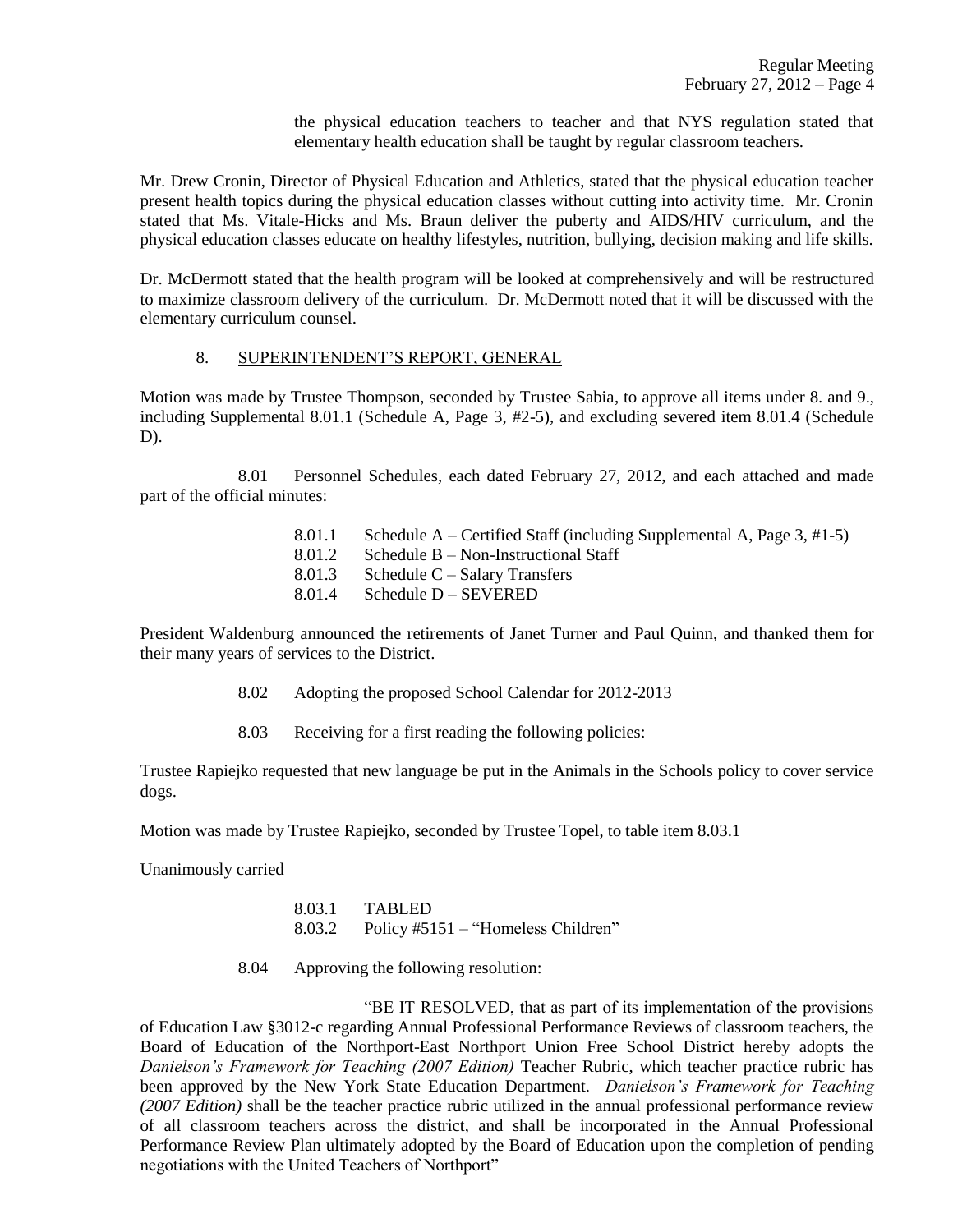the physical education teachers to teacher and that NYS regulation stated that elementary health education shall be taught by regular classroom teachers.

Mr. Drew Cronin, Director of Physical Education and Athletics, stated that the physical education teacher present health topics during the physical education classes without cutting into activity time. Mr. Cronin stated that Ms. Vitale-Hicks and Ms. Braun deliver the puberty and AIDS/HIV curriculum, and the physical education classes educate on healthy lifestyles, nutrition, bullying, decision making and life skills.

Dr. McDermott stated that the health program will be looked at comprehensively and will be restructured to maximize classroom delivery of the curriculum. Dr. McDermott noted that it will be discussed with the elementary curriculum counsel.

8. SUPERINTENDENT'S REPORT, GENERAL

Motion was made by Trustee Thompson, seconded by Trustee Sabia, to approve all items under 8. and 9., including Supplemental 8.01.1 (Schedule A, Page 3, #2-5), and excluding severed item 8.01.4 (Schedule D).

8.01 Personnel Schedules, each dated February 27, 2012, and each attached and made part of the official minutes:

- 8.01.1 Schedule A – Certified Staff (including Supplemental A, Page 3, #1-5)
- 8.01.2 Schedule B – Non-Instructional Staff
- 8.01.3 Schedule C – Salary Transfers
- 8.01.4 Schedule D – SEVERED

President Waldenburg announced the retirements of Janet Turner and Paul Quinn, and thanked them for their many years of services to the District.

8.02 Adopting the proposed School Calendar for 2012-2013

8.03 Receiving for a first reading the following policies:

Trustee Rapiejko requested that new language be put in the Animals in the Schools policy to cover service dogs.

Motion was made by Trustee Rapiejko, seconded by Trustee Topel, to table item 8.03.1

Unanimously carried

- 8.03.1 TABLED
- 8.03.2 Policy #5151 – "Homeless Children"

8.04 Approving the following resolution:

"BE IT RESOLVED, that as part of its implementation of the provisions of Education Law §3012-c regarding Annual Professional Performance Reviews of classroom teachers, the Board of Education of the Northport-East Northport Union Free School District hereby adopts the *Danielson's Framework for Teaching (2007 Edition)* Teacher Rubric, which teacher practice rubric has been approved by the New York State Education Department. *Danielson's Framework for Teaching (2007 Edition)* shall be the teacher practice rubric utilized in the annual professional performance review of all classroom teachers across the district, and shall be incorporated in the Annual Professional Performance Review Plan ultimately adopted by the Board of Education upon the completion of pending negotiations with the United Teachers of Northport"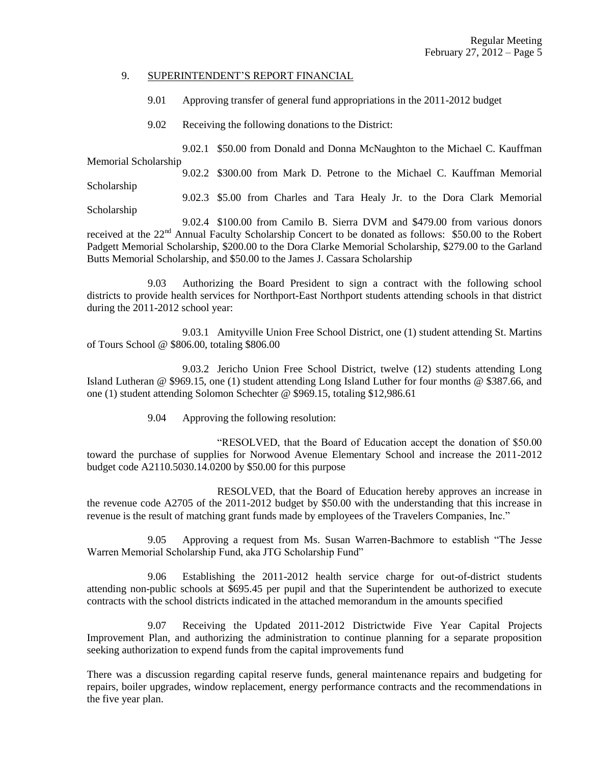## 9. SUPERINTENDENT'S REPORT FINANCIAL

9.01 Approving transfer of general fund appropriations in the 2011-2012 budget

9.02 Receiving the following donations to the District:

9.02.1 $50.00 from Donald and Donna McNaughton to the Michael C. Kauffman Memorial Scholarship

9.02.2 $300.00 from Mark D. Petrone to the Michael C. Kauffman Memorial Scholarship

9.02.3 $5.00 from Charles and Tara Healy Jr. to the Dora Clark Memorial Scholarship

9.02.4 $100.00 from Camilo B. Sierra DVM and $479.00 from various donors received at the 22nd Annual Faculty Scholarship Concert to be donated as follows: $50.00 to the Robert Padgett Memorial Scholarship, $200.00 to the Dora Clarke Memorial Scholarship, $279.00 to the Garland Butts Memorial Scholarship, and $50.00 to the James J. Cassara Scholarship

9.03 Authorizing the Board President to sign a contract with the following school districts to provide health services for Northport-East Northport students attending schools in that district during the 2011-2012 school year:

9.03.1 Amityville Union Free School District, one (1) student attending St. Martins of Tours School @ $806.00, totaling $806.00

9.03.2 Jericho Union Free School District, twelve (12) students attending Long Island Lutheran @ $969.15, one (1) student attending Long Island Luther for four months @ $387.66, and one (1) student attending Solomon Schechter @ $969.15, totaling $12,986.61

9.04 Approving the following resolution:

"RESOLVED, that the Board of Education accept the donation of $50.00 toward the purchase of supplies for Norwood Avenue Elementary School and increase the 2011-2012 budget code A2110.5030.14.0200 by $50.00 for this purpose

RESOLVED, that the Board of Education hereby approves an increase in the revenue code A2705 of the 2011-2012 budget by $50.00 with the understanding that this increase in revenue is the result of matching grant funds made by employees of the Travelers Companies, Inc."

9.05 Approving a request from Ms. Susan Warren-Bachmore to establish "The Jesse Warren Memorial Scholarship Fund, aka JTG Scholarship Fund"

9.06 Establishing the 2011-2012 health service charge for out-of-district students attending non-public schools at $695.45 per pupil and that the Superintendent be authorized to execute contracts with the school districts indicated in the attached memorandum in the amounts specified

9.07 Receiving the Updated 2011-2012 Districtwide Five Year Capital Projects Improvement Plan, and authorizing the administration to continue planning for a separate proposition seeking authorization to expend funds from the capital improvements fund

There was a discussion regarding capital reserve funds, general maintenance repairs and budgeting for repairs, boiler upgrades, window replacement, energy performance contracts and the recommendations in the five year plan.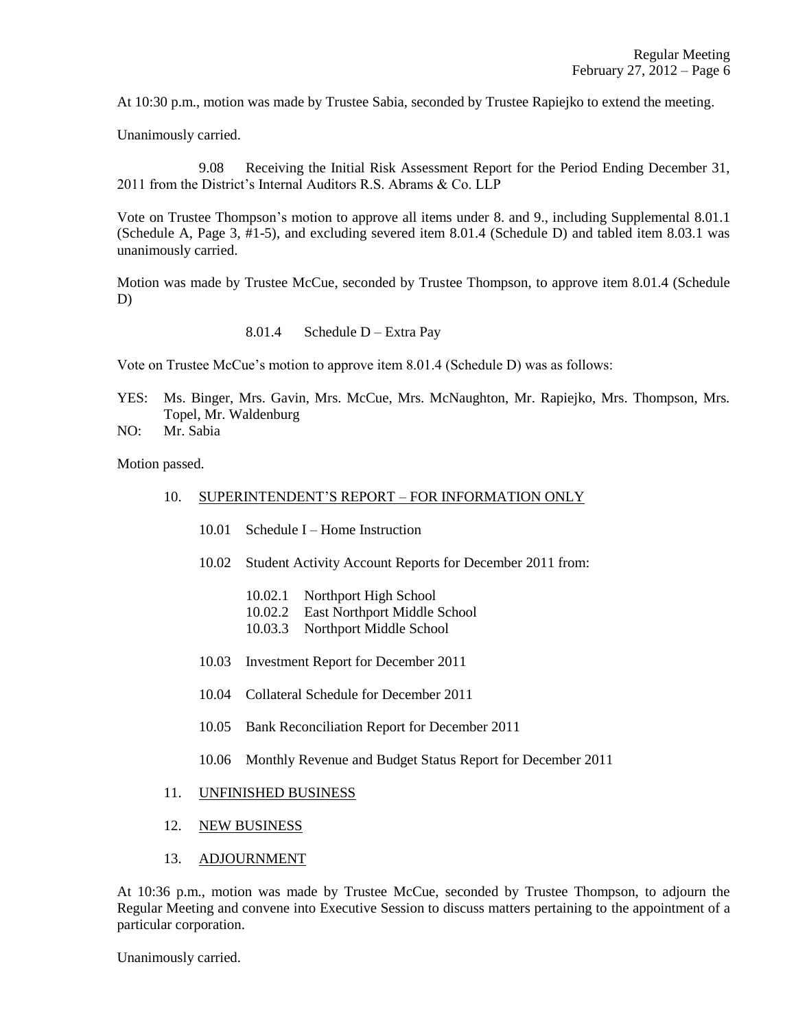At 10:30 p.m., motion was made by Trustee Sabia, seconded by Trustee Rapiejko to extend the meeting.

Unanimously carried.

9.08 Receiving the Initial Risk Assessment Report for the Period Ending December 31, 2011 from the District's Internal Auditors R.S. Abrams & Co. LLP

Vote on Trustee Thompson's motion to approve all items under 8. and 9., including Supplemental 8.01.1 (Schedule A, Page 3, #1-5), and excluding severed item 8.01.4 (Schedule D) and tabled item 8.03.1 was unanimously carried.

Motion was made by Trustee McCue, seconded by Trustee Thompson, to approve item 8.01.4 (Schedule D)

8.01.4 Schedule D – Extra Pay

Vote on Trustee McCue's motion to approve item 8.01.4 (Schedule D) was as follows:

YES: Ms. Binger, Mrs. Gavin, Mrs. McCue, Mrs. McNaughton, Mr. Rapiejko, Mrs. Thompson, Mrs. Topel, Mr. Waldenburg

NO: Mr. Sabia

Motion passed.

10. SUPERINTENDENT'S REPORT – FOR INFORMATION ONLY

- 10.01 Schedule I – Home Instruction
- 10.02 Student Activity Account Reports for December 2011 from:
  - 10.02.1 Northport High School
  - 10.02.2 East Northport Middle School
  - 10.03.3 Northport Middle School
- 10.03 Investment Report for December 2011
- 10.04 Collateral Schedule for December 2011
- 10.05 Bank Reconciliation Report for December 2011
- 10.06 Monthly Revenue and Budget Status Report for December 2011

11. UNFINISHED BUSINESS

12. NEW BUSINESS

13. ADJOURNMENT

At 10:36 p.m., motion was made by Trustee McCue, seconded by Trustee Thompson, to adjourn the Regular Meeting and convene into Executive Session to discuss matters pertaining to the appointment of a particular corporation.

Unanimously carried.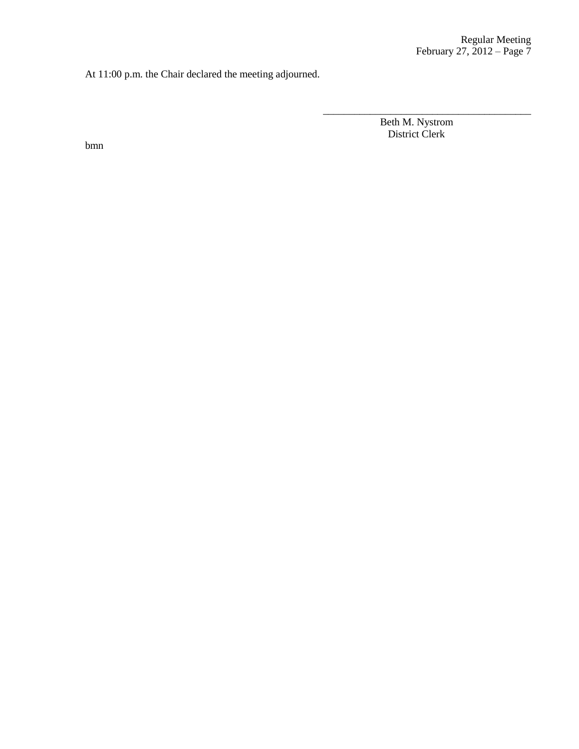At 11:00 p.m. the Chair declared the meeting adjourned.

\_\_\_\_\_\_\_\_\_\_\_\_\_\_\_\_\_\_\_\_\_\_\_\_\_\_\_\_\_\_\_\_\_\_\_\_\_\_\_\_

Beth M. Nystrom
District Clerk

bmn